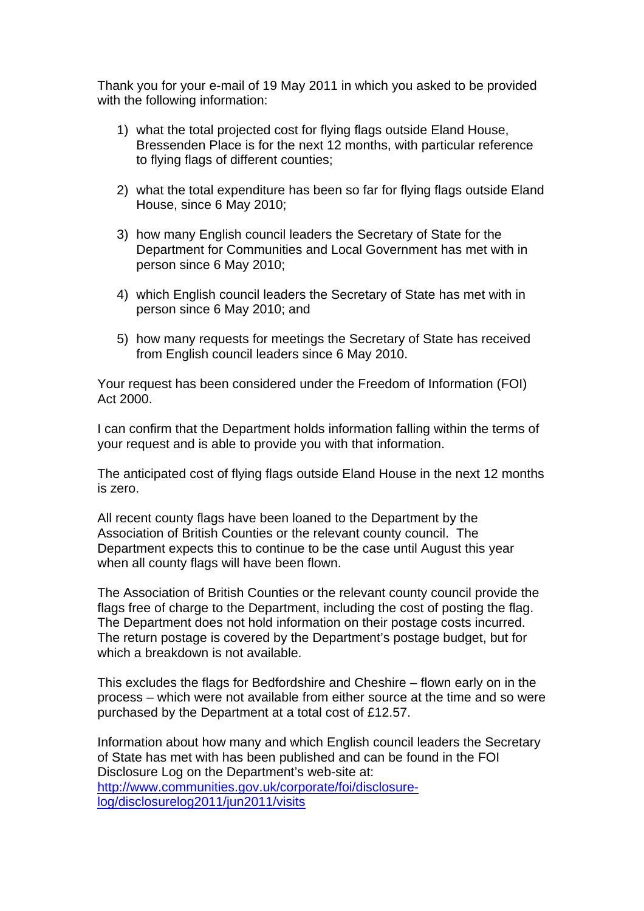Thank you for your e-mail of 19 May 2011 in which you asked to be provided with the following information:

1) what the total projected cost for flying flags outside Eland House, Bressenden Place is for the next 12 months, with particular reference to flying flags of different counties;

2) what the total expenditure has been so far for flying flags outside Eland House, since 6 May 2010;

3) how many English council leaders the Secretary of State for the Department for Communities and Local Government has met with in person since 6 May 2010;

4) which English council leaders the Secretary of State has met with in person since 6 May 2010; and

5) how many requests for meetings the Secretary of State has received from English council leaders since 6 May 2010.

Your request has been considered under the Freedom of Information (FOI) Act 2000.

I can confirm that the Department holds information falling within the terms of your request and is able to provide you with that information.

The anticipated cost of flying flags outside Eland House in the next 12 months is zero.

All recent county flags have been loaned to the Department by the Association of British Counties or the relevant county council. The Department expects this to continue to be the case until August this year when all county flags will have been flown.

The Association of British Counties or the relevant county council provide the flags free of charge to the Department, including the cost of posting the flag. The Department does not hold information on their postage costs incurred. The return postage is covered by the Department's postage budget, but for which a breakdown is not available.

This excludes the flags for Bedfordshire and Cheshire – flown early on in the process – which were not available from either source at the time and so were purchased by the Department at a total cost of £12.57.

Information about how many and which English council leaders the Secretary of State has met with has been published and can be found in the FOI Disclosure Log on the Department's web-site at:
[http://www.communities.gov.uk/corporate/foi/disclosure-log/disclosurelog2011/jun2011/visits](http://www.communities.gov.uk/corporate/foi/disclosure-log/disclosurelog2011/jun2011/visits)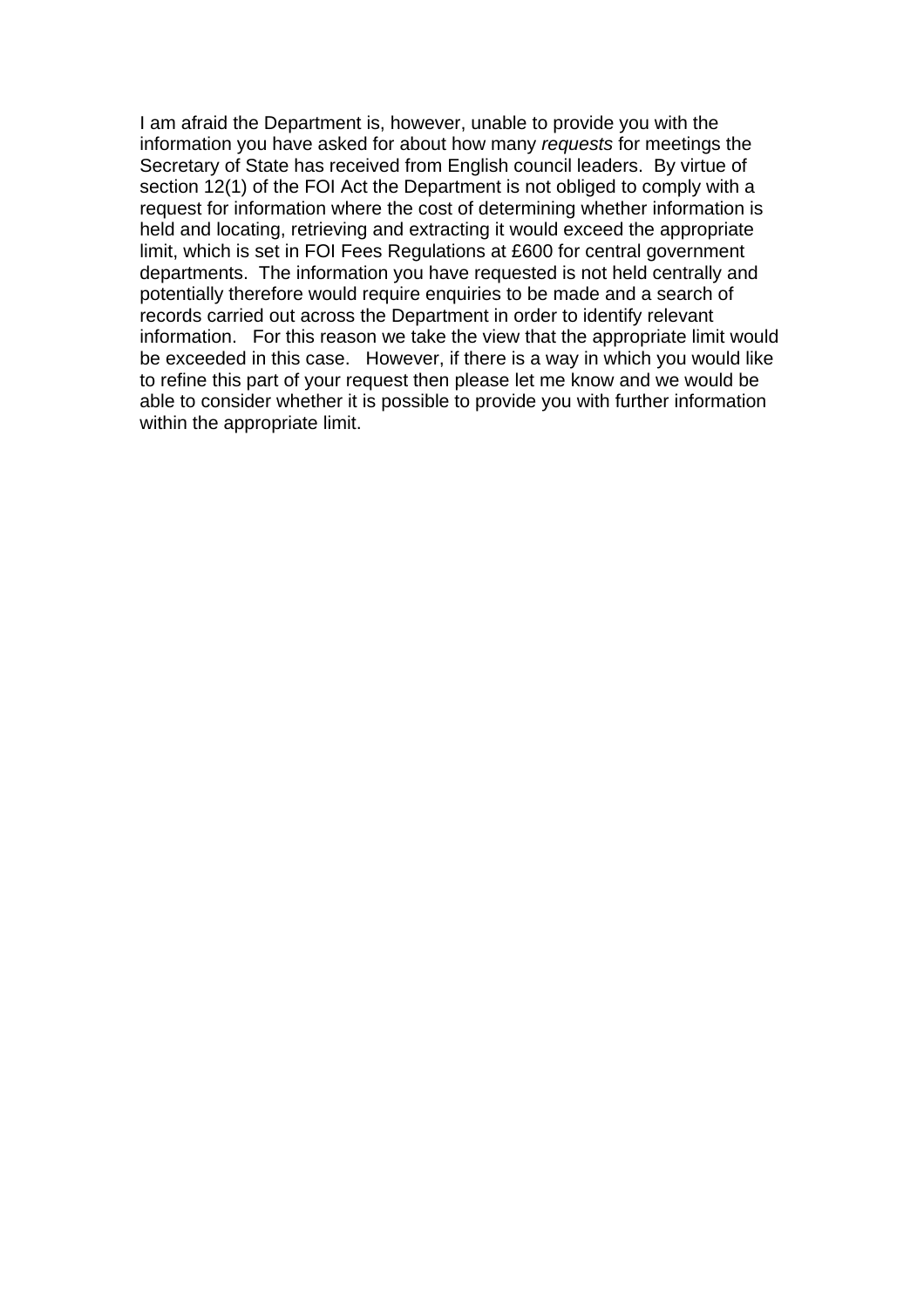I am afraid the Department is, however, unable to provide you with the information you have asked for about how many *requests* for meetings the Secretary of State has received from English council leaders. By virtue of section 12(1) of the FOI Act the Department is not obliged to comply with a request for information where the cost of determining whether information is held and locating, retrieving and extracting it would exceed the appropriate limit, which is set in FOI Fees Regulations at £600 for central government departments. The information you have requested is not held centrally and potentially therefore would require enquiries to be made and a search of records carried out across the Department in order to identify relevant information. For this reason we take the view that the appropriate limit would be exceeded in this case. However, if there is a way in which you would like to refine this part of your request then please let me know and we would be able to consider whether it is possible to provide you with further information within the appropriate limit.